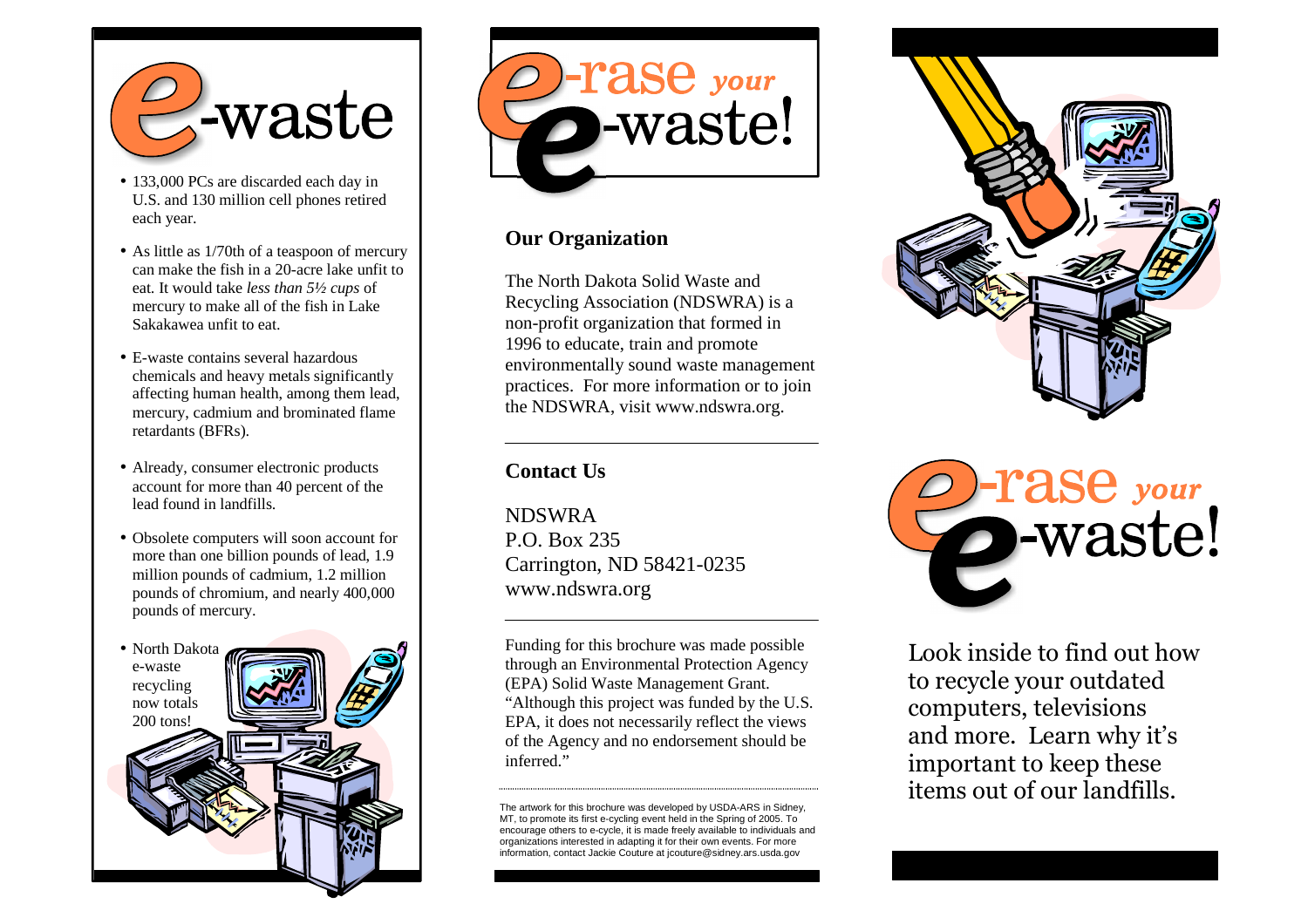# e-waste

- 133,000 PCs are discarded each day in U.S. and 130 million cell phones retired each year.
- As little as 1/70th of a teaspoon of mercury can make the fish in a 20-acre lake unfit to eat. It would take *less than 5½ cups* of mercury to make all of the fish in Lake Sakakawea unfit to eat.
- E-waste contains several hazardous chemicals and heavy metals significantly affecting human health, among them lead, mercury, cadmium and brominated flame retardants (BFRs).
- Already, consumer electronic products account for more than 40 percent of the lead found in landfills.
- Obsolete computers will soon account for more than one billion pounds of lead, 1.9 million pounds of cadmium, 1.2 million pounds of chromium, and nearly 400,000 pounds of mercury.
- North Dakota e-waste recycling now totals 200 tons!

# e-rase *your* e-waste!

## Our Organization

The North Dakota Solid Waste and Recycling Association (NDSWRA) is a non-profit organization that formed in 1996 to educate, train and promote environmentally sound waste management practices. For more information or to join the NDSWRA, visit www.ndswra.org.

## Contact Us

NDSWRA
P.O. Box 235
Carrington, ND 58421-0235
www.ndswra.org

Funding for this brochure was made possible through an Environmental Protection Agency (EPA) Solid Waste Management Grant. "Although this project was funded by the U.S. EPA, it does not necessarily reflect the views of the Agency and no endorsement should be inferred."

The artwork for this brochure was developed by USDA-ARS in Sidney, MT, to promote its first e-cycling event held in the Spring of 2005. To encourage others to e-cycle, it is made freely available to individuals and organizations interested in adapting it for their own events. For more information, contact Jackie Couture at jcouture@sidney.ars.usda.gov

# e-rase *your* e-waste!

Look inside to find out how to recycle your outdated computers, televisions and more. Learn why it's important to keep these items out of our landfills.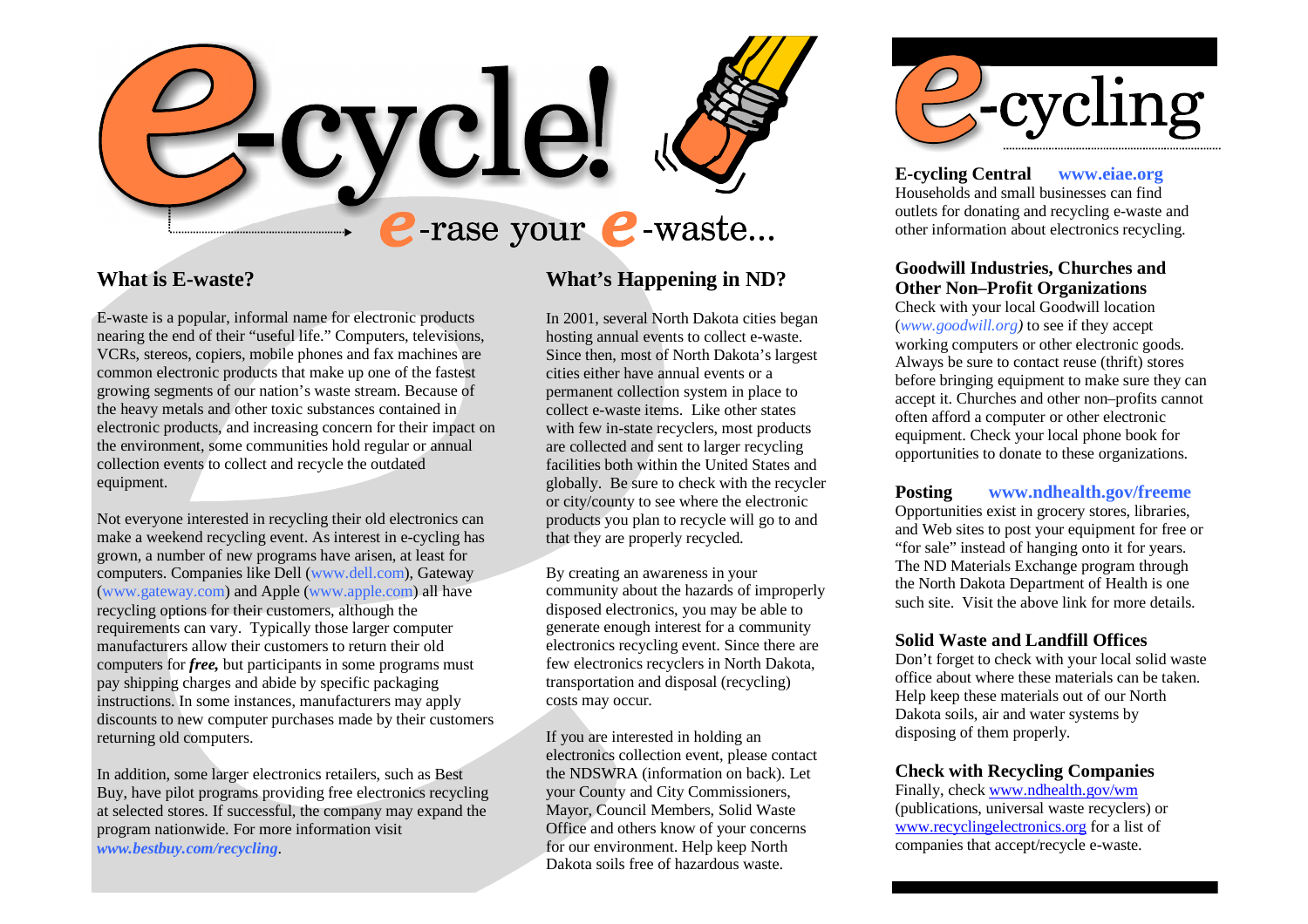# e-cycle!

*e-rase your e-waste...*

## What is E-waste?

E-waste is a popular, informal name for electronic products nearing the end of their “useful life.” Computers, televisions, VCRs, stereos, copiers, mobile phones and fax machines are common electronic products that make up one of the fastest growing segments of our nation’s waste stream. Because of the heavy metals and other toxic substances contained in electronic products, and increasing concern for their impact on the environment, some communities hold regular or annual collection events to collect and recycle the outdated equipment.

Not everyone interested in recycling their old electronics can make a weekend recycling event. As interest in e-cycling has grown, a number of new programs have arisen, at least for computers. Companies like Dell (www.dell.com), Gateway (www.gateway.com) and Apple (www.apple.com) all have recycling options for their customers, although the requirements can vary. Typically those larger computer manufacturers allow their customers to return their old computers for ***free,*** but participants in some programs must pay shipping charges and abide by specific packaging instructions. In some instances, manufacturers may apply discounts to new computer purchases made by their customers returning old computers.

In addition, some larger electronics retailers, such as Best Buy, have pilot programs providing free electronics recycling at selected stores. If successful, the company may expand the program nationwide. For more information visit ***www.bestbuy.com/recycling***.

## What’s Happening in ND?

In 2001, several North Dakota cities began hosting annual events to collect e-waste. Since then, most of North Dakota’s largest cities either have annual events or a permanent collection system in place to collect e-waste items. Like other states with few in-state recyclers, most products are collected and sent to larger recycling facilities both within the United States and globally. Be sure to check with the recycler or city/county to see where the electronic products you plan to recycle will go to and that they are properly recycled.

By creating an awareness in your community about the hazards of improperly disposed electronics, you may be able to generate enough interest for a community electronics recycling event. Since there are few electronics recyclers in North Dakota, transportation and disposal (recycling) costs may occur.

If you are interested in holding an electronics collection event, please contact the NDSWRA (information on back). Let your County and City Commissioners, Mayor, Council Members, Solid Waste Office and others know of your concerns for our environment. Help keep North Dakota soils free of hazardous waste.

# e-cycling

### E-cycling Central **www.eiae.org**

Households and small businesses can find outlets for donating and recycling e-waste and other information about electronics recycling.

### Goodwill Industries, Churches and Other Non–Profit Organizations

Check with your local Goodwill location (*www.goodwill.org)* to see if they accept working computers or other electronic goods. Always be sure to contact reuse (thrift) stores before bringing equipment to make sure they can accept it. Churches and other non–profits cannot often afford a computer or other electronic equipment. Check your local phone book for opportunities to donate to these organizations.

### Posting **www.ndhealth.gov/freeme**

Opportunities exist in grocery stores, libraries, and Web sites to post your equipment for free or “for sale” instead of hanging onto it for years. The ND Materials Exchange program through the North Dakota Department of Health is one such site. Visit the above link for more details.

### Solid Waste and Landfill Offices

Don’t forget to check with your local solid waste office about where these materials can be taken. Help keep these materials out of our North Dakota soils, air and water systems by disposing of them properly.

### Check with Recycling Companies

Finally, check www.ndhealth.gov/wm (publications, universal waste recyclers) or www.recyclingelectronics.org for a list of companies that accept/recycle e-waste.